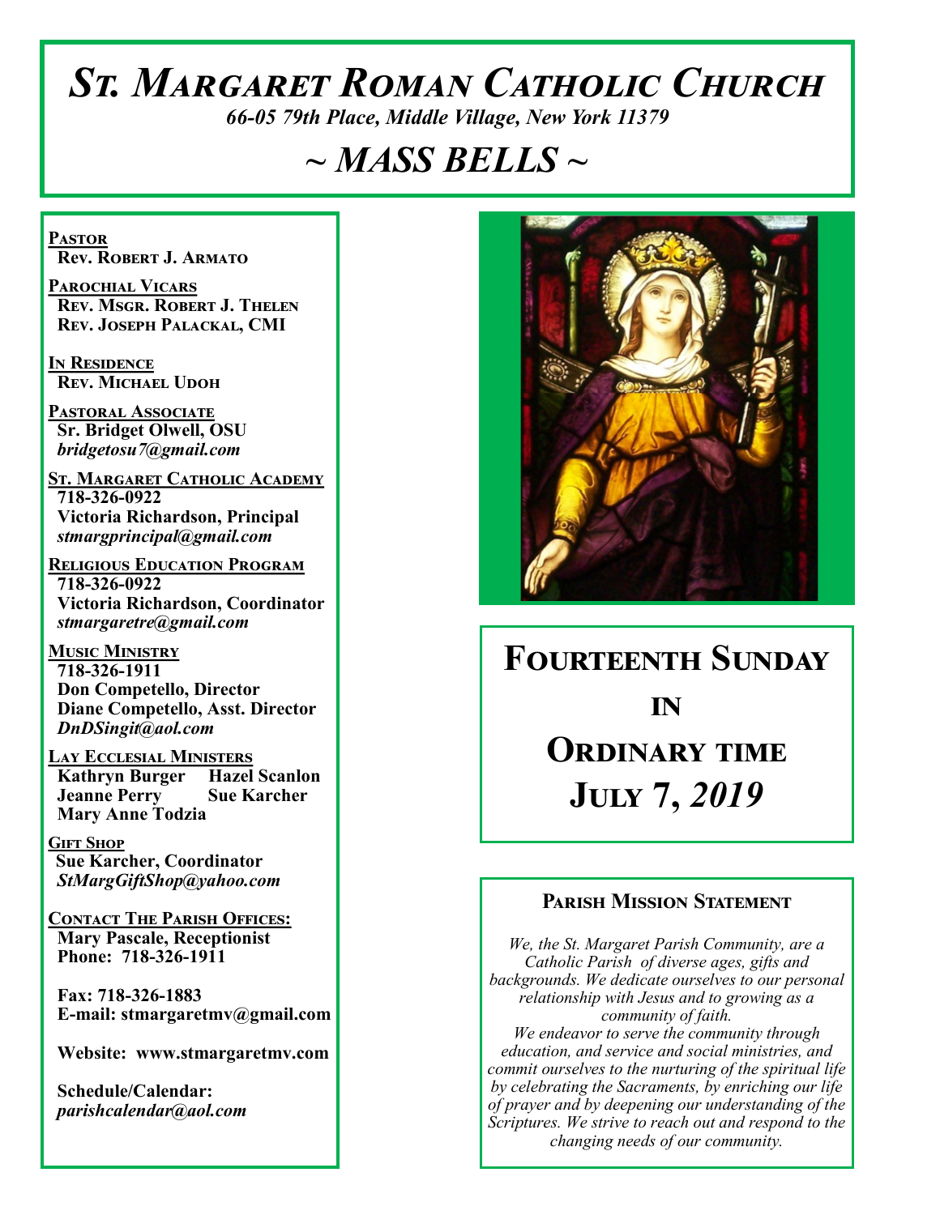# *St. Margaret Roman Catholic Church*

*66-05 79th Place, Middle Village, New York 11379*

# *~ MASS BELLS ~*

**Pastor**
**Rev. Robert J. Armato**

**Parochial Vicars**
**Rev. Msgr. Robert J. Thelen**
**Rev. Joseph Palackal, CMI**

**In Residence**
**Rev. Michael Udoh**

**Pastoral Associate**
**Sr. Bridget Olwell, OSU**
*bridgetosu7@gmail.com*

**St. Margaret Catholic Academy**
**718-326-0922**
**Victoria Richardson, Principal**
*stmargprincipal@gmail.com*

**Religious Education Program**
**718-326-0922**
**Victoria Richardson, Coordinator**
*stmargaretre@gmail.com*

**Music Ministry**
**718-326-1911**
**Don Competello, Director**
**Diane Competello, Asst. Director**
*DnDSingit@aol.com*

**Lay Ecclesial Ministers**
**Kathryn Burger**
**Hazel Scanlon**
**Jeanne Perry**
**Sue Karcher**
**Mary Anne Todzia**

**Gift Shop**
**Sue Karcher, Coordinator**
*StMargGiftShop@yahoo.com*

**Contact The Parish Offices:**
**Mary Pascale, Receptionist**
**Phone: 718-326-1911**

**Fax: 718-326-1883**
**E-mail: stmargaretmv@gmail.com**

**Website: www.stmargaretmv.com**

**Schedule/Calendar:**
*parishcalendar@aol.com*

## Fourteenth Sunday in Ordinary time
## July 7, *2019*

### Parish Mission Statement

*We, the St. Margaret Parish Community, are a Catholic Parish of diverse ages, gifts and backgrounds. We dedicate ourselves to our personal relationship with Jesus and to growing as a community of faith.*
*We endeavor to serve the community through education, and service and social ministries, and commit ourselves to the nurturing of the spiritual life by celebrating the Sacraments, by enriching our life of prayer and by deepening our understanding of the Scriptures. We strive to reach out and respond to the changing needs of our community.*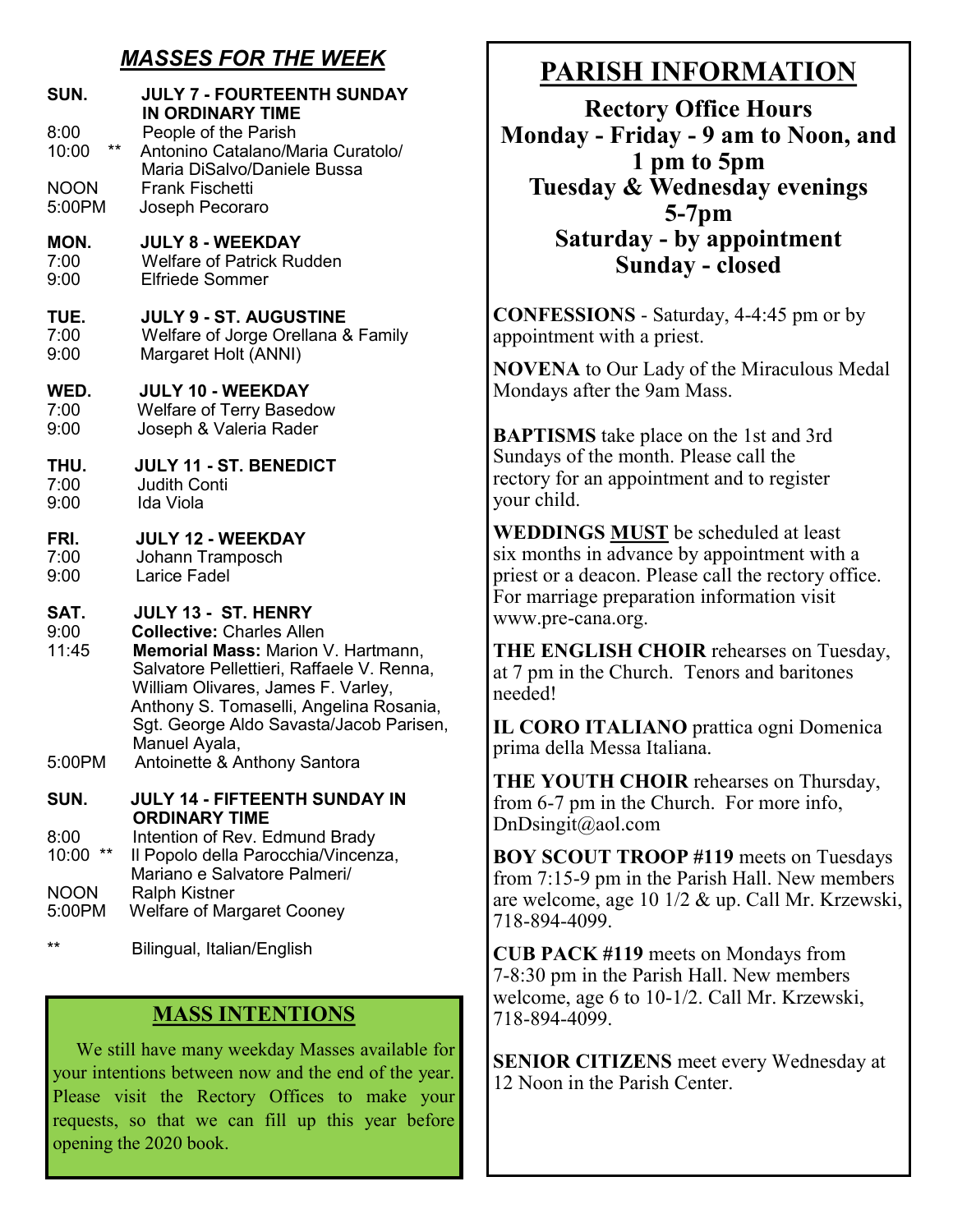## *MASSES FOR THE WEEK*

**SUN. JULY 7 - FOURTEENTH SUNDAY IN ORDINARY TIME**

8:00 People of the Parish
10:00 ** Antonino Catalano/Maria Curatolo/ Maria DiSalvo/Daniele Bussa
NOON Frank Fischetti
5:00PM Joseph Pecoraro

**MON. JULY 8 - WEEKDAY**

7:00 Welfare of Patrick Rudden
9:00 Elfriede Sommer

**TUE. JULY 9 - ST. AUGUSTINE**

7:00 Welfare of Jorge Orellana & Family
9:00 Margaret Holt (ANNI)

**WED. JULY 10 - WEEKDAY**

7:00 Welfare of Terry Basedow
9:00 Joseph & Valeria Rader

**THU. JULY 11 - ST. BENEDICT**

7:00 Judith Conti
9:00 Ida Viola

**FRI. JULY 12 - WEEKDAY**

7:00 Johann Tramposch
9:00 Larice Fadel

**SAT. JULY 13 - ST. HENRY**

9:00 **Collective:** Charles Allen
11:45 **Memorial Mass:** Marion V. Hartmann, Salvatore Pellettieri, Raffaele V. Renna, William Olivares, James F. Varley, Anthony S. Tomaselli, Angelina Rosania, Sgt. George Aldo Savasta/Jacob Parisen, Manuel Ayala,
5:00PM Antoinette & Anthony Santora

**SUN. JULY 14 - FIFTEENTH SUNDAY IN ORDINARY TIME**

8:00 Intention of Rev. Edmund Brady
10:00 ** Il Popolo della Parocchia/Vincenza, Mariano e Salvatore Palmeri/
NOON Ralph Kistner
5:00PM Welfare of Margaret Cooney

** Bilingual, Italian/English

## MASS INTENTIONS

We still have many weekday Masses available for your intentions between now and the end of the year. Please visit the Rectory Offices to make your requests, so that we can fill up this year before opening the 2020 book.

# PARISH INFORMATION

**Rectory Office Hours**
**Monday - Friday - 9 am to Noon, and 1 pm to 5pm**
**Tuesday & Wednesday evenings 5-7pm**
**Saturday - by appointment**
**Sunday - closed**

**CONFESSIONS** - Saturday, 4-4:45 pm or by appointment with a priest.

**NOVENA** to Our Lady of the Miraculous Medal Mondays after the 9am Mass.

**BAPTISMS** take place on the 1st and 3rd Sundays of the month. Please call the rectory for an appointment and to register your child.

**WEDDINGS MUST** be scheduled at least six months in advance by appointment with a priest or a deacon. Please call the rectory office. For marriage preparation information visit www.pre-cana.org.

**THE ENGLISH CHOIR** rehearses on Tuesday, at 7 pm in the Church. Tenors and baritones needed!

**IL CORO ITALIANO** prattica ogni Domenica prima della Messa Italiana.

**THE YOUTH CHOIR** rehearses on Thursday, from 6-7 pm in the Church. For more info, DnDsingit@aol.com

**BOY SCOUT TROOP #119** meets on Tuesdays from 7:15-9 pm in the Parish Hall. New members are welcome, age 10 1/2 & up. Call Mr. Krzewski, 718-894-4099.

**CUB PACK #119** meets on Mondays from 7-8:30 pm in the Parish Hall. New members welcome, age 6 to 10-1/2. Call Mr. Krzewski, 718-894-4099.

**SENIOR CITIZENS** meet every Wednesday at 12 Noon in the Parish Center.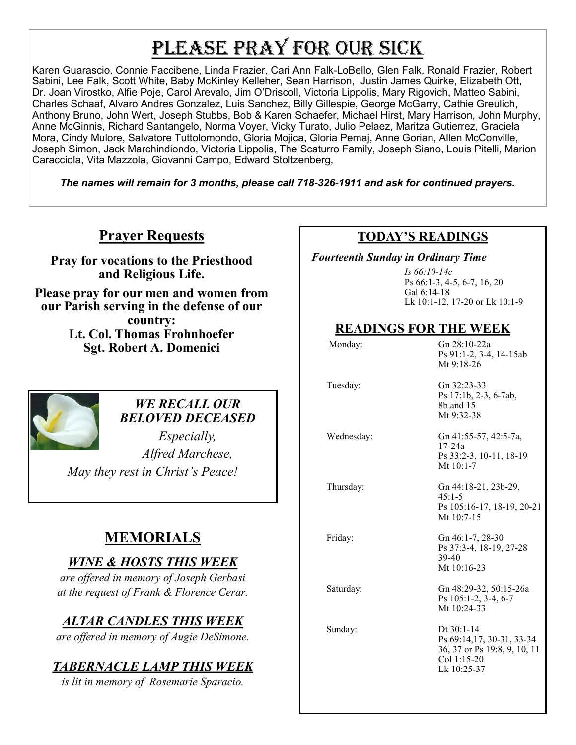# Please Pray For Our Sick

Karen Guarascio, Connie Faccibene, Linda Frazier, Cari Ann Falk-LoBello, Glen Falk, Ronald Frazier, Robert Sabini, Lee Falk, Scott White, Baby McKinley Kelleher, Sean Harrison, Justin James Quirke, Elizabeth Ott, Dr. Joan Virostko, Alfie Poje, Carol Arevalo, Jim O'Driscoll, Victoria Lippolis, Mary Rigovich, Matteo Sabini, Charles Schaaf, Alvaro Andres Gonzalez, Luis Sanchez, Billy Gillespie, George McGarry, Cathie Greulich, Anthony Bruno, John Wert, Joseph Stubbs, Bob & Karen Schaefer, Michael Hirst, Mary Harrison, John Murphy, Anne McGinnis, Richard Santangelo, Norma Voyer, Vicky Turato, Julio Pelaez, Maritza Gutierrez, Graciela Mora, Cindy Mulore, Salvatore Tuttolomondo, Gloria Mojica, Gloria Pemaj, Anne Gorian, Allen McConville, Joseph Simon, Jack Marchindiondo, Victoria Lippolis, The Scaturro Family, Joseph Siano, Louis Pitelli, Marion Caracciola, Vita Mazzola, Giovanni Campo, Edward Stoltzenberg,

***The names will remain for 3 months, please call 718-326-1911 and ask for continued prayers.***

## Prayer Requests

**Pray for vocations to the Priesthood and Religious Life.**

**Please pray for our men and women from our Parish serving in the defense of our country:**
**Lt. Col. Thomas Frohnhoefer**
**Sgt. Robert A. Domenici**

### *WE RECALL OUR BELOVED DECEASED*

*Especially,*
*Alfred Marchese,*
*May they rest in Christ's Peace!*

## MEMORIALS

### *WINE & HOSTS THIS WEEK*

*are offered in memory of Joseph Gerbasi at the request of Frank & Florence Cerar.*

### *ALTAR CANDLES THIS WEEK*

*are offered in memory of Augie DeSimone.*

### *TABERNACLE LAMP THIS WEEK*

*is lit in memory of Rosemarie Sparacio.*

## TODAY'S READINGS

*Fourteenth Sunday in Ordinary Time*

*Is 66:10-14c*
Ps 66:1-3, 4-5, 6-7, 16, 20
Gal 6:14-18
Lk 10:1-12, 17-20 or Lk 10:1-9

## READINGS FOR THE WEEK

| Day | Readings |
|---|---|
| Monday: | Gn 28:10-22a<br>Ps 91:1-2, 3-4, 14-15ab<br>Mt 9:18-26 |
| Tuesday: | Gn 32:23-33<br>Ps 17:1b, 2-3, 6-7ab, 8b and 15<br>Mt 9:32-38 |
| Wednesday: | Gn 41:55-57, 42:5-7a, 17-24a<br>Ps 33:2-3, 10-11, 18-19<br>Mt 10:1-7 |
| Thursday: | Gn 44:18-21, 23b-29, 45:1-5<br>Ps 105:16-17, 18-19, 20-21<br>Mt 10:7-15 |
| Friday: | Gn 46:1-7, 28-30<br>Ps 37:3-4, 18-19, 27-28 39-40<br>Mt 10:16-23 |
| Saturday: | Gn 48:29-32, 50:15-26a<br>Ps 105:1-2, 3-4, 6-7<br>Mt 10:24-33 |
| Sunday: | Dt 30:1-14<br>Ps 69:14,17, 30-31, 33-34 36, 37 or Ps 19:8, 9, 10, 11<br>Col 1:15-20<br>Lk 10:25-37 |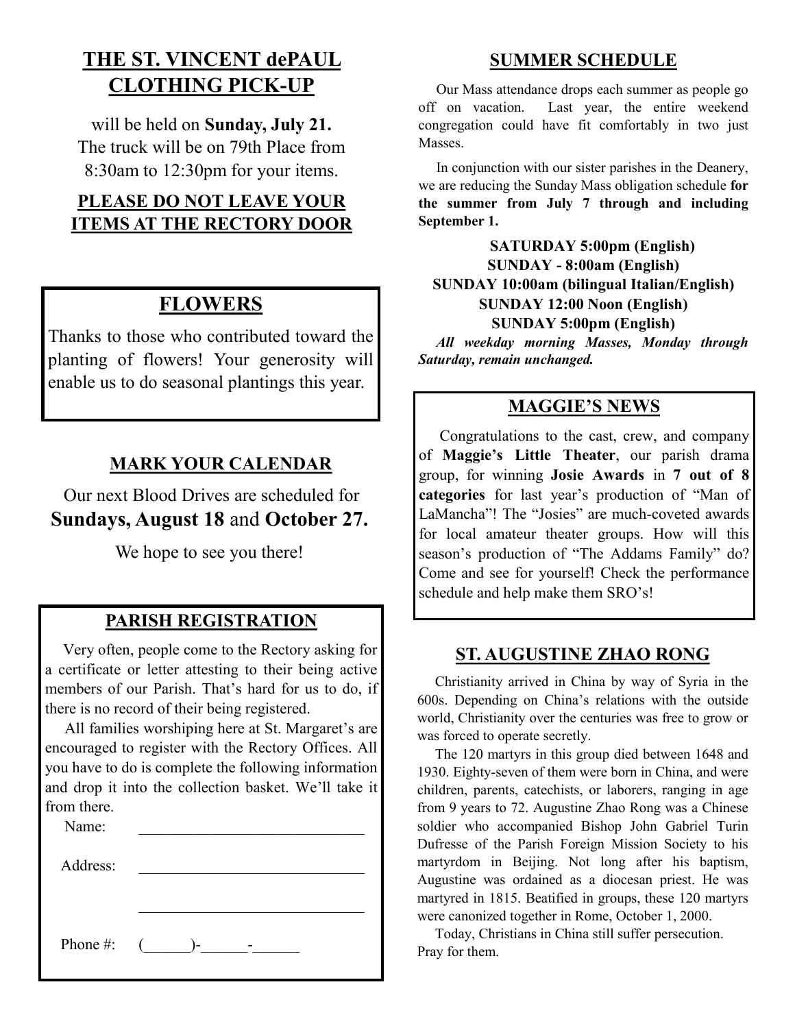## THE ST. VINCENT dePAUL CLOTHING PICK-UP

will be held on **Sunday, July 21.** The truck will be on 79th Place from 8:30am to 12:30pm for your items.

### PLEASE DO NOT LEAVE YOUR ITEMS AT THE RECTORY DOOR

## FLOWERS

Thanks to those who contributed toward the planting of flowers! Your generosity will enable us to do seasonal plantings this year.

## MARK YOUR CALENDAR

Our next Blood Drives are scheduled for **Sundays, August 18** and **October 27.**

We hope to see you there!

## PARISH REGISTRATION

Very often, people come to the Rectory asking for a certificate or letter attesting to their being active members of our Parish. That's hard for us to do, if there is no record of their being registered.

All families worshiping here at St. Margaret's are encouraged to register with the Rectory Offices. All you have to do is complete the following information and drop it into the collection basket. We'll take it from there.

Name: ____________________________

Address: ____________________________

____________________________

Phone #: (______)-______-______

## SUMMER SCHEDULE

Our Mass attendance drops each summer as people go off on vacation. Last year, the entire weekend congregation could have fit comfortably in two just Masses.

In conjunction with our sister parishes in the Deanery, we are reducing the Sunday Mass obligation schedule **for the summer from July 7 through and including September 1.**

**SATURDAY 5:00pm (English)**
**SUNDAY - 8:00am (English)**
**SUNDAY 10:00am (bilingual Italian/English)**
**SUNDAY 12:00 Noon (English)**
**SUNDAY 5:00pm (English)**

***All weekday morning Masses, Monday through Saturday, remain unchanged.***

## MAGGIE'S NEWS

Congratulations to the cast, crew, and company of **Maggie's Little Theater**, our parish drama group, for winning **Josie Awards** in **7 out of 8 categories** for last year's production of "Man of LaMancha"! The "Josies" are much-coveted awards for local amateur theater groups. How will this season's production of "The Addams Family" do? Come and see for yourself! Check the performance schedule and help make them SRO's!

## ST. AUGUSTINE ZHAO RONG

Christianity arrived in China by way of Syria in the 600s. Depending on China's relations with the outside world, Christianity over the centuries was free to grow or was forced to operate secretly.

The 120 martyrs in this group died between 1648 and 1930. Eighty-seven of them were born in China, and were children, parents, catechists, or laborers, ranging in age from 9 years to 72. Augustine Zhao Rong was a Chinese soldier who accompanied Bishop John Gabriel Turin Dufresse of the Parish Foreign Mission Society to his martyrdom in Beijing. Not long after his baptism, Augustine was ordained as a diocesan priest. He was martyred in 1815. Beatified in groups, these 120 martyrs were canonized together in Rome, October 1, 2000.

Today, Christians in China still suffer persecution. Pray for them.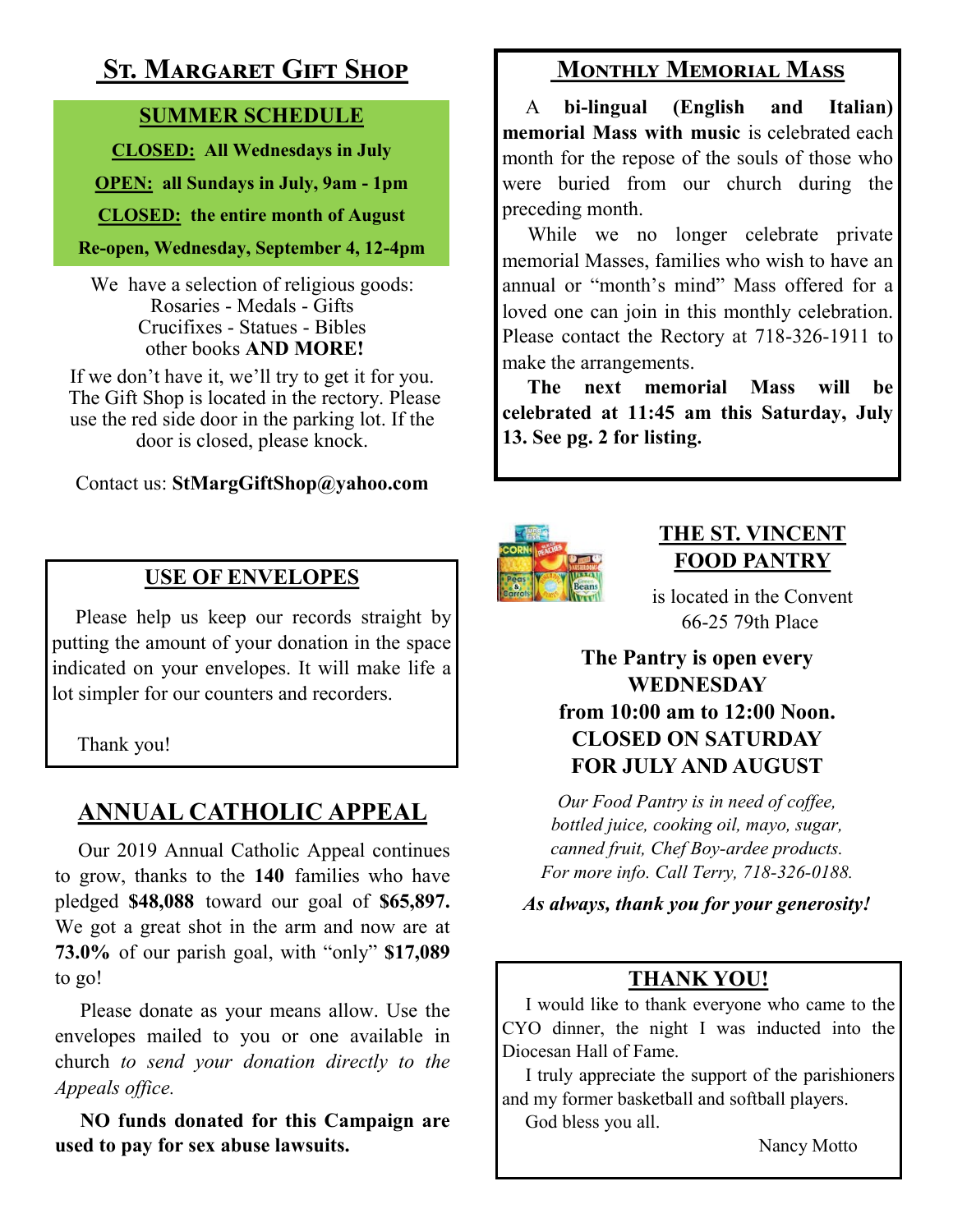## St. Margaret Gift Shop

**SUMMER SCHEDULE**

**CLOSED: All Wednesdays in July**

**OPEN: all Sundays in July, 9am - 1pm**

**CLOSED: the entire month of August**

**Re-open, Wednesday, September 4, 12-4pm**

We have a selection of religious goods:
Rosaries - Medals - Gifts
Crucifixes - Statues - Bibles
other books **AND MORE!**

If we don't have it, we'll try to get it for you. The Gift Shop is located in the rectory. Please use the red side door in the parking lot. If the door is closed, please knock.

Contact us: **StMargGiftShop@yahoo.com**

## USE OF ENVELOPES

Please help us keep our records straight by putting the amount of your donation in the space indicated on your envelopes. It will make life a lot simpler for our counters and recorders.

Thank you!

## ANNUAL CATHOLIC APPEAL

Our 2019 Annual Catholic Appeal continues to grow, thanks to the **140** families who have pledged **$48,088** toward our goal of **$65,897.** We got a great shot in the arm and now are at **73.0%** of our parish goal, with "only" **$17,089** to go!

Please donate as your means allow. Use the envelopes mailed to you or one available in church *to send your donation directly to the Appeals office.*

**NO funds donated for this Campaign are used to pay for sex abuse lawsuits.**

## Monthly Memorial Mass

A **bi-lingual (English and Italian) memorial Mass with music** is celebrated each month for the repose of the souls of those who were buried from our church during the preceding month.

While we no longer celebrate private memorial Masses, families who wish to have an annual or "month's mind" Mass offered for a loved one can join in this monthly celebration. Please contact the Rectory at 718-326-1911 to make the arrangements.

**The next memorial Mass will be celebrated at 11:45 am this Saturday, July 13. See pg. 2 for listing.**

## THE ST. VINCENT FOOD PANTRY

is located in the Convent
66-25 79th Place

**The Pantry is open every WEDNESDAY from 10:00 am to 12:00 Noon. CLOSED ON SATURDAY FOR JULY AND AUGUST**

*Our Food Pantry is in need of coffee, bottled juice, cooking oil, mayo, sugar, canned fruit, Chef Boy-ardee products. For more info. Call Terry, 718-326-0188.*

***As always, thank you for your generosity!***

## THANK YOU!

I would like to thank everyone who came to the CYO dinner, the night I was inducted into the Diocesan Hall of Fame.

I truly appreciate the support of the parishioners and my former basketball and softball players.

God bless you all.

Nancy Motto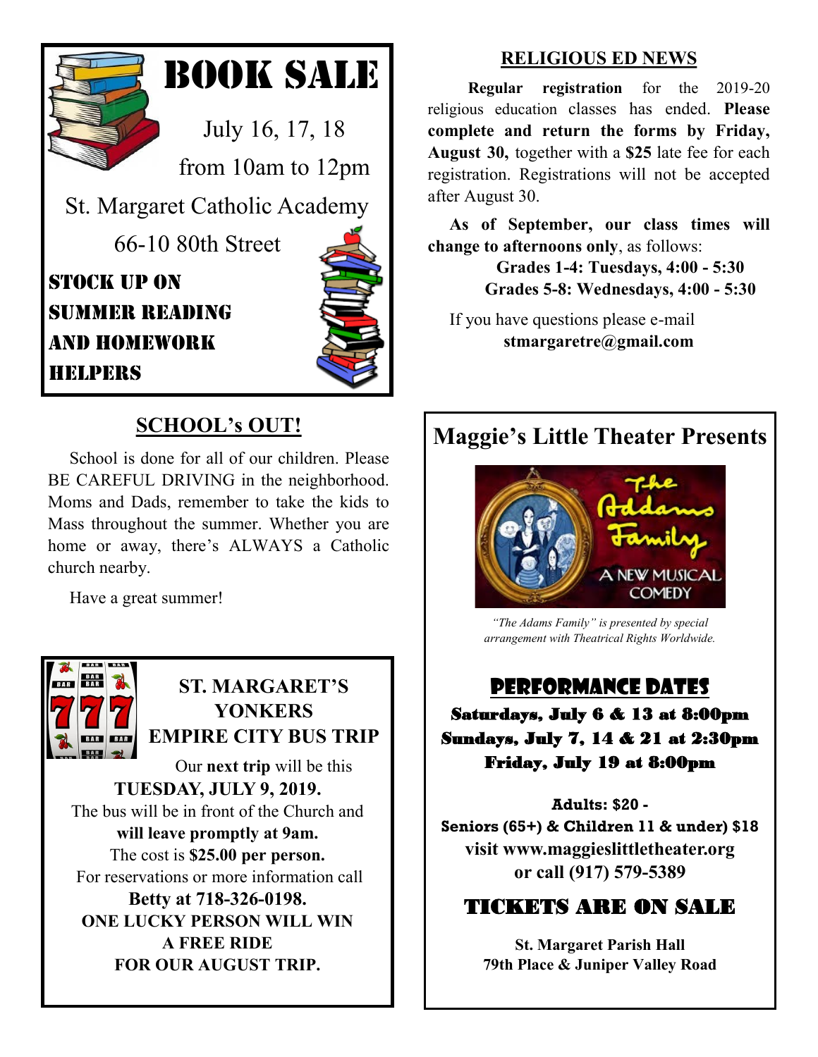# BOOK SALE

July 16, 17, 18

from 10am to 12pm

St. Margaret Catholic Academy

66-10 80th Street

**STOCK UP ON SUMMER READING AND HOMEWORK HELPERS**

## SCHOOL's OUT!

School is done for all of our children. Please BE CAREFUL DRIVING in the neighborhood. Moms and Dads, remember to take the kids to Mass throughout the summer. Whether you are home or away, there's ALWAYS a Catholic church nearby.

Have a great summer!

## ST. MARGARET'S YONKERS EMPIRE CITY BUS TRIP

Our **next trip** will be this

**TUESDAY, JULY 9, 2019.**

The bus will be in front of the Church and **will leave promptly at 9am.**

The cost is **$25.00 per person.**

For reservations or more information call

**Betty at 718-326-0198.**

**ONE LUCKY PERSON WILL WIN A FREE RIDE FOR OUR AUGUST TRIP.**

## RELIGIOUS ED NEWS

**Regular registration** for the 2019-20 religious education classes has ended. **Please complete and return the forms by Friday, August 30,** together with a **$25** late fee for each registration. Registrations will not be accepted after August 30.

**As of September, our class times will change to afternoons only**, as follows:

**Grades 1-4: Tuesdays, 4:00 - 5:30**

**Grades 5-8: Wednesdays, 4:00 - 5:30**

If you have questions please e-mail **stmargaretre@gmail.com**

## Maggie's Little Theater Presents

The Addams Family

A NEW MUSICAL COMEDY

*"The Adams Family" is presented by special arrangement with Theatrical Rights Worldwide.*

### PERFORMANCE DATES

**Saturdays, July 6 & 13 at 8:00pm**

**Sundays, July 7, 14 & 21 at 2:30pm**

**Friday, July 19 at 8:00pm**

**Adults: $20 -**

**Seniors (65+) & Children 11 & under) $18**

**visit www.maggieslittletheater.org or call (917) 579-5389**

### TICKETS ARE ON SALE

**St. Margaret Parish Hall**

**79th Place & Juniper Valley Road**